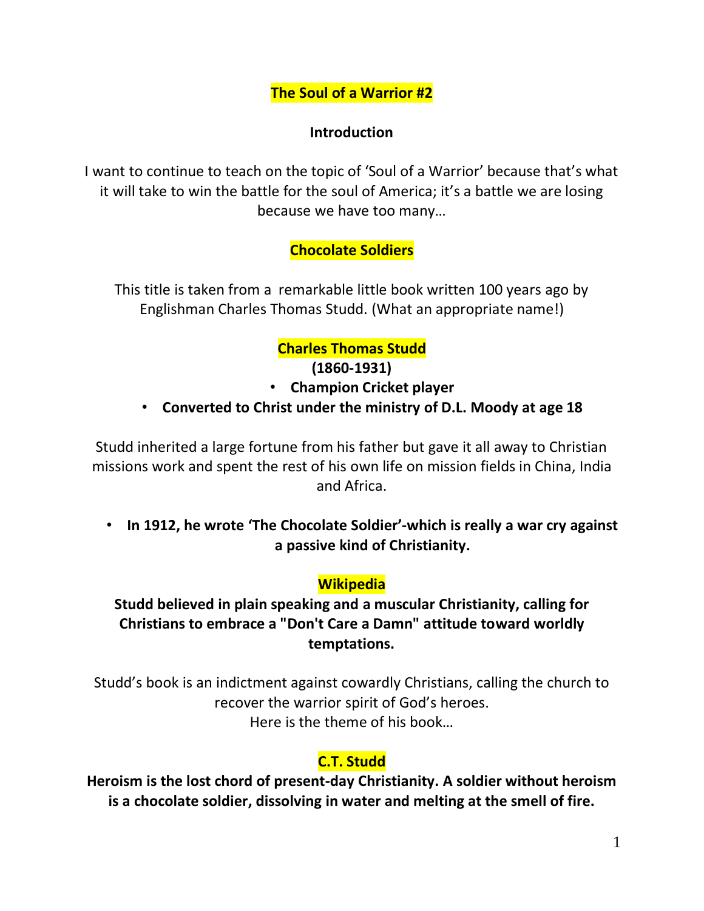# The Soul of a Warrior #2

## Introduction

I want to continue to teach on the topic of 'Soul of a Warrior' because that's what it will take to win the battle for the soul of America; it's a battle we are losing because we have too many…

## Chocolate Soldiers

This title is taken from a remarkable little book written 100 years ago by Englishman Charles Thomas Studd. (What an appropriate name!)

## Charles Thomas Studd

**(1860-1931)**

- **Champion Cricket player**
- **Converted to Christ under the ministry of D.L. Moody at age 18**

Studd inherited a large fortune from his father but gave it all away to Christian missions work and spent the rest of his own life on mission fields in China, India and Africa.

- **In 1912, he wrote 'The Chocolate Soldier'-which is really a war cry against a passive kind of Christianity.**

## Wikipedia

**Studd believed in plain speaking and a muscular Christianity, calling for Christians to embrace a "Don't Care a Damn" attitude toward worldly temptations.**

Studd's book is an indictment against cowardly Christians, calling the church to recover the warrior spirit of God's heroes.
Here is the theme of his book…

## C.T. Studd

**Heroism is the lost chord of present-day Christianity. A soldier without heroism is a chocolate soldier, dissolving in water and melting at the smell of fire.**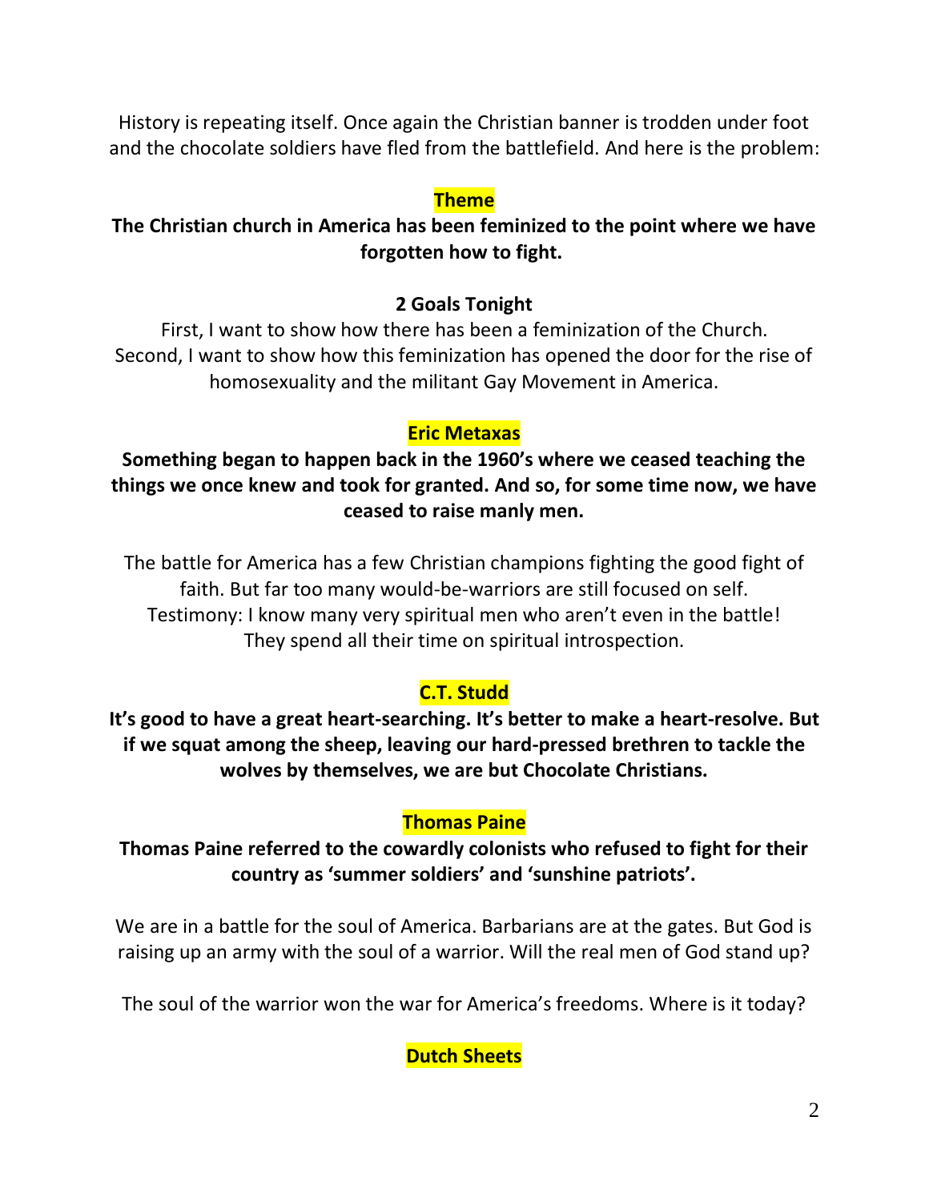History is repeating itself. Once again the Christian banner is trodden under foot and the chocolate soldiers have fled from the battlefield. And here is the problem:

### Theme

**The Christian church in America has been feminized to the point where we have forgotten how to fight.**

**2 Goals Tonight**

First, I want to show how there has been a feminization of the Church.
Second, I want to show how this feminization has opened the door for the rise of homosexuality and the militant Gay Movement in America.

### Eric Metaxas

**Something began to happen back in the 1960's where we ceased teaching the things we once knew and took for granted. And so, for some time now, we have ceased to raise manly men.**

The battle for America has a few Christian champions fighting the good fight of faith. But far too many would-be-warriors are still focused on self.
Testimony: I know many very spiritual men who aren't even in the battle!
They spend all their time on spiritual introspection.

### C.T. Studd

**It's good to have a great heart-searching. It's better to make a heart-resolve. But if we squat among the sheep, leaving our hard-pressed brethren to tackle the wolves by themselves, we are but Chocolate Christians.**

### Thomas Paine

**Thomas Paine referred to the cowardly colonists who refused to fight for their country as 'summer soldiers' and 'sunshine patriots'.**

We are in a battle for the soul of America. Barbarians are at the gates. But God is raising up an army with the soul of a warrior. Will the real men of God stand up?

The soul of the warrior won the war for America's freedoms. Where is it today?

### Dutch Sheets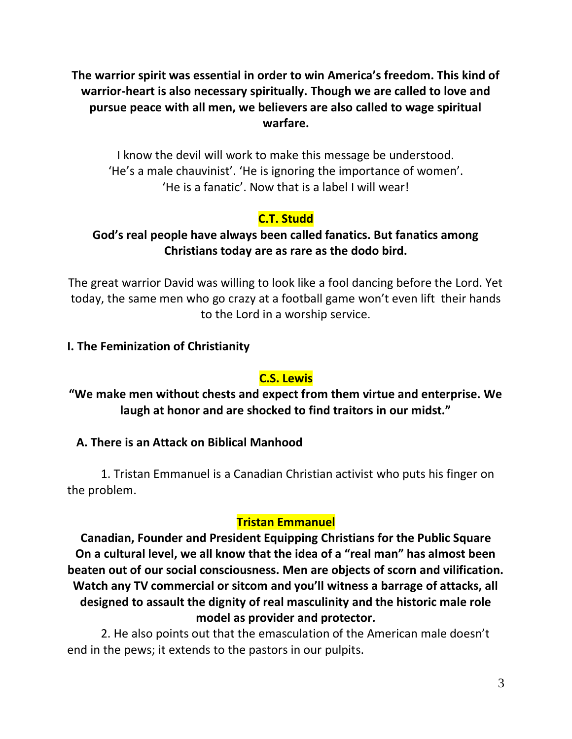**The warrior spirit was essential in order to win America's freedom. This kind of warrior-heart is also necessary spiritually. Though we are called to love and pursue peace with all men, we believers are also called to wage spiritual warfare.**

I know the devil will work to make this message be understood. 'He's a male chauvinist'. 'He is ignoring the importance of women'. 'He is a fanatic'. Now that is a label I will wear!

**C.T. Studd**

**God's real people have always been called fanatics. But fanatics among Christians today are as rare as the dodo bird.**

The great warrior David was willing to look like a fool dancing before the Lord. Yet today, the same men who go crazy at a football game won't even lift their hands to the Lord in a worship service.

**I. The Feminization of Christianity**

**C.S. Lewis**

**"We make men without chests and expect from them virtue and enterprise. We laugh at honor and are shocked to find traitors in our midst."**

**A. There is an Attack on Biblical Manhood**

1. Tristan Emmanuel is a Canadian Christian activist who puts his finger on the problem.

**Tristan Emmanuel**

**Canadian, Founder and President Equipping Christians for the Public Square**
**On a cultural level, we all know that the idea of a "real man" has almost been beaten out of our social consciousness. Men are objects of scorn and vilification. Watch any TV commercial or sitcom and you'll witness a barrage of attacks, all designed to assault the dignity of real masculinity and the historic male role model as provider and protector.**

2. He also points out that the emasculation of the American male doesn't end in the pews; it extends to the pastors in our pulpits.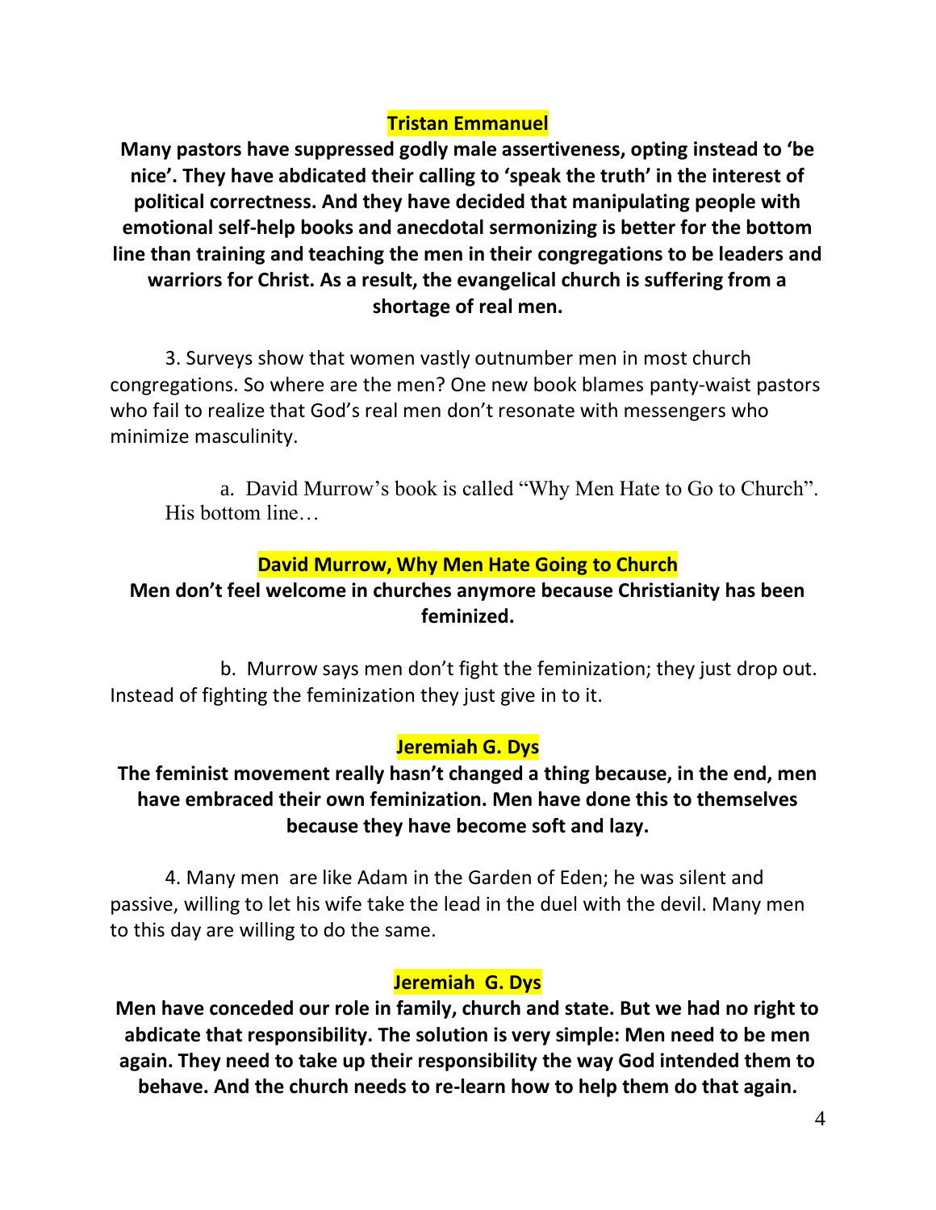**Tristan Emmanuel**

**Many pastors have suppressed godly male assertiveness, opting instead to 'be nice'. They have abdicated their calling to 'speak the truth' in the interest of political correctness. And they have decided that manipulating people with emotional self-help books and anecdotal sermonizing is better for the bottom line than training and teaching the men in their congregations to be leaders and warriors for Christ. As a result, the evangelical church is suffering from a shortage of real men.**

3. Surveys show that women vastly outnumber men in most church congregations. So where are the men? One new book blames panty-waist pastors who fail to realize that God's real men don't resonate with messengers who minimize masculinity.

a. David Murrow's book is called "Why Men Hate to Go to Church". His bottom line…

**David Murrow, Why Men Hate Going to Church**

**Men don't feel welcome in churches anymore because Christianity has been feminized.**

b. Murrow says men don't fight the feminization; they just drop out. Instead of fighting the feminization they just give in to it.

**Jeremiah G. Dys**

**The feminist movement really hasn't changed a thing because, in the end, men have embraced their own feminization. Men have done this to themselves because they have become soft and lazy.**

4. Many men are like Adam in the Garden of Eden; he was silent and passive, willing to let his wife take the lead in the duel with the devil. Many men to this day are willing to do the same.

**Jeremiah G. Dys**

**Men have conceded our role in family, church and state. But we had no right to abdicate that responsibility. The solution is very simple: Men need to be men again. They need to take up their responsibility the way God intended them to behave. And the church needs to re-learn how to help them do that again.**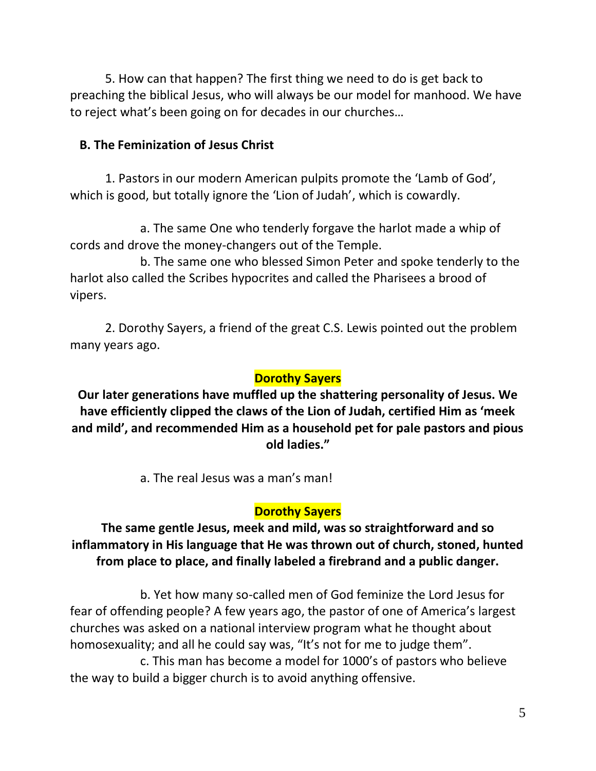5. How can that happen? The first thing we need to do is get back to preaching the biblical Jesus, who will always be our model for manhood. We have to reject what's been going on for decades in our churches…

**B. The Feminization of Jesus Christ**

1. Pastors in our modern American pulpits promote the 'Lamb of God', which is good, but totally ignore the 'Lion of Judah', which is cowardly.

a. The same One who tenderly forgave the harlot made a whip of cords and drove the money-changers out of the Temple.

b. The same one who blessed Simon Peter and spoke tenderly to the harlot also called the Scribes hypocrites and called the Pharisees a brood of vipers.

2. Dorothy Sayers, a friend of the great C.S. Lewis pointed out the problem many years ago.

**Dorothy Sayers**

**Our later generations have muffled up the shattering personality of Jesus. We have efficiently clipped the claws of the Lion of Judah, certified Him as 'meek and mild', and recommended Him as a household pet for pale pastors and pious old ladies."**

a. The real Jesus was a man's man!

**Dorothy Sayers**

**The same gentle Jesus, meek and mild, was so straightforward and so inflammatory in His language that He was thrown out of church, stoned, hunted from place to place, and finally labeled a firebrand and a public danger.**

b. Yet how many so-called men of God feminize the Lord Jesus for fear of offending people? A few years ago, the pastor of one of America's largest churches was asked on a national interview program what he thought about homosexuality; and all he could say was, "It's not for me to judge them".

c. This man has become a model for 1000's of pastors who believe the way to build a bigger church is to avoid anything offensive.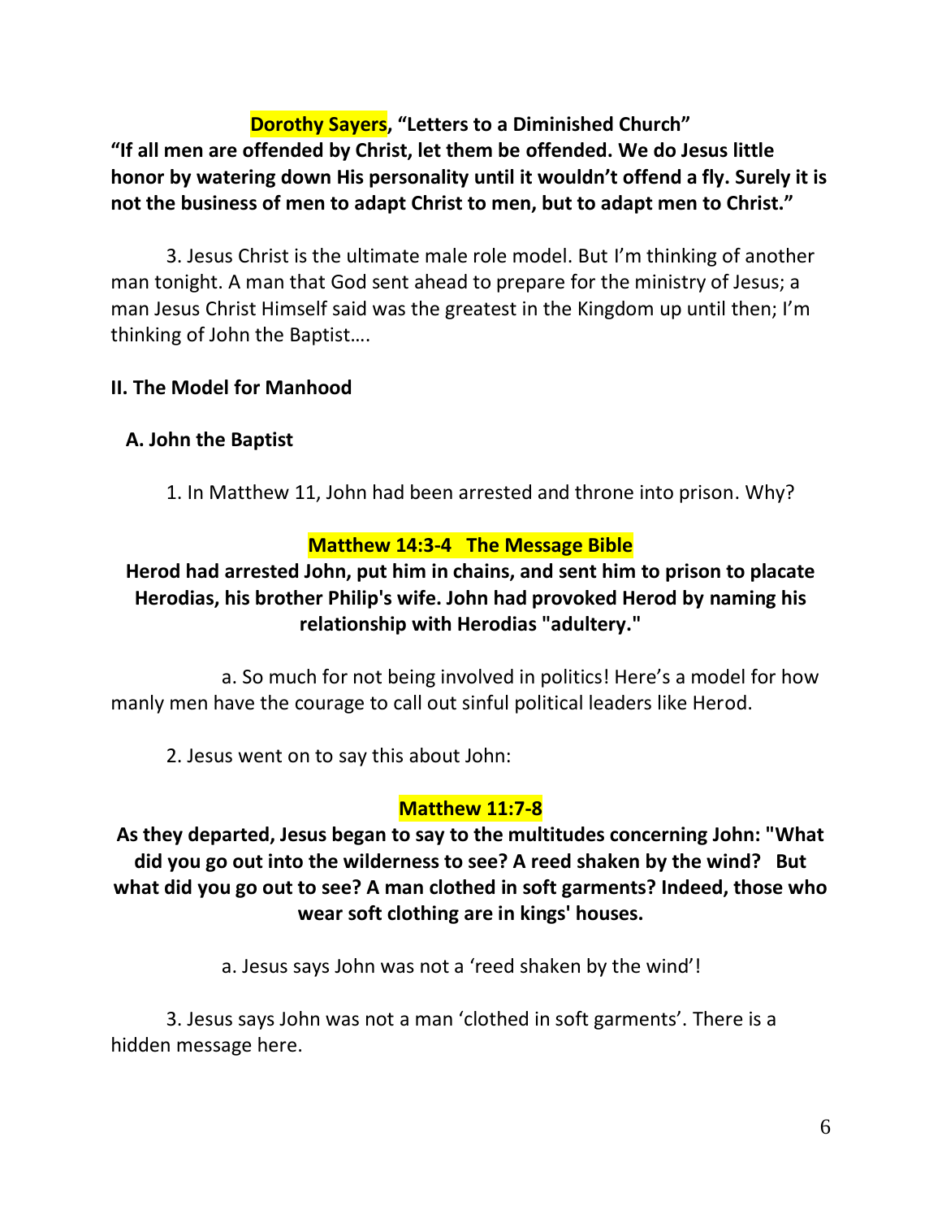**Dorothy Sayers, "Letters to a Diminished Church"**
**"If all men are offended by Christ, let them be offended. We do Jesus little honor by watering down His personality until it wouldn't offend a fly. Surely it is not the business of men to adapt Christ to men, but to adapt men to Christ."**

3. Jesus Christ is the ultimate male role model. But I'm thinking of another man tonight. A man that God sent ahead to prepare for the ministry of Jesus; a man Jesus Christ Himself said was the greatest in the Kingdom up until then; I'm thinking of John the Baptist….

## II. The Model for Manhood

### A. John the Baptist

1. In Matthew 11, John had been arrested and throne into prison. Why?

**Matthew 14:3-4 The Message Bible**
**Herod had arrested John, put him in chains, and sent him to prison to placate Herodias, his brother Philip's wife. John had provoked Herod by naming his relationship with Herodias "adultery."**

a. So much for not being involved in politics! Here's a model for how manly men have the courage to call out sinful political leaders like Herod.

2. Jesus went on to say this about John:

**Matthew 11:7-8**
**As they departed, Jesus began to say to the multitudes concerning John: "What did you go out into the wilderness to see? A reed shaken by the wind? But what did you go out to see? A man clothed in soft garments? Indeed, those who wear soft clothing are in kings' houses.**

a. Jesus says John was not a 'reed shaken by the wind'!

3. Jesus says John was not a man 'clothed in soft garments'. There is a hidden message here.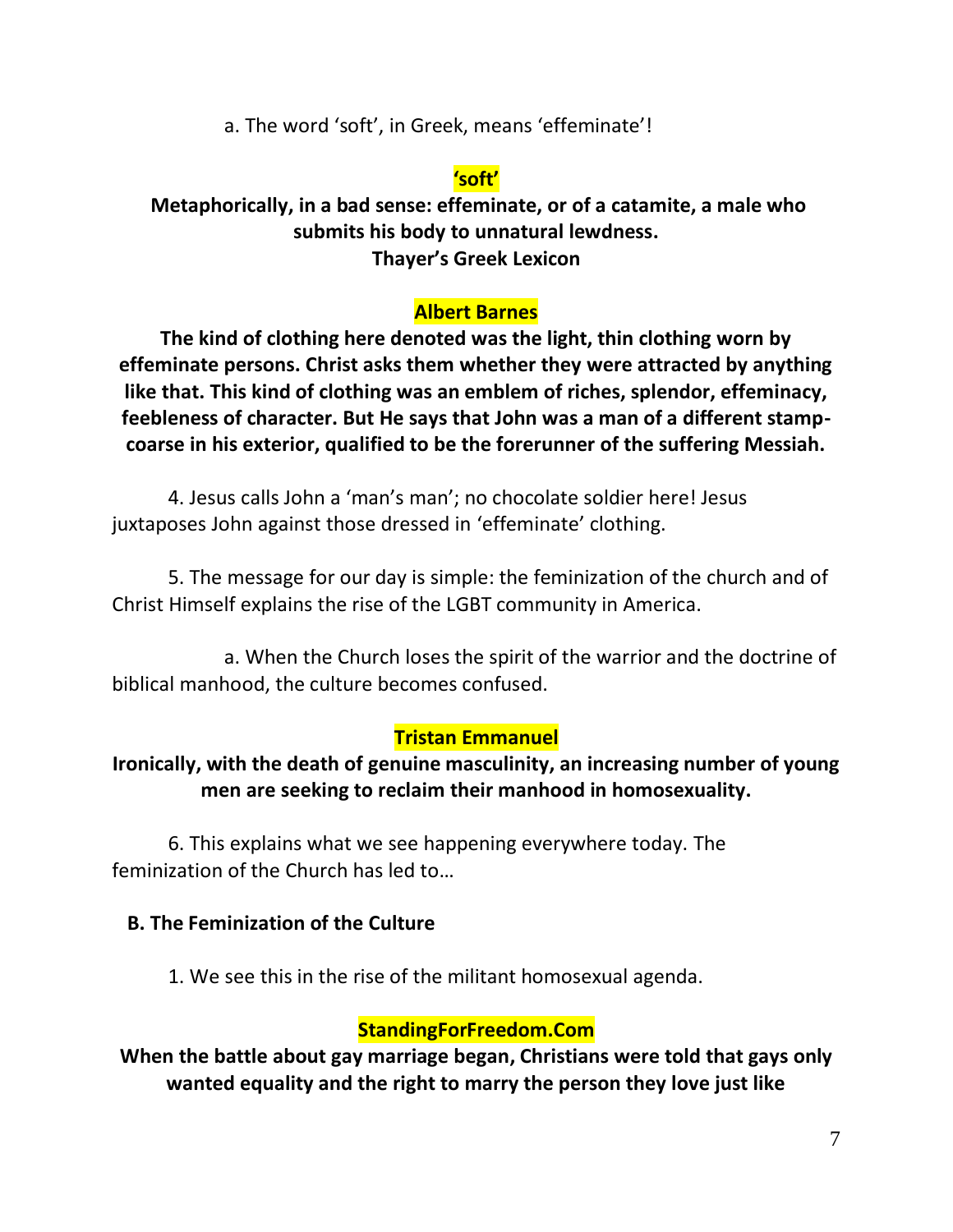a. The word 'soft', in Greek, means 'effeminate'!

**'soft'**

**Metaphorically, in a bad sense: effeminate, or of a catamite, a male who submits his body to unnatural lewdness.**
**Thayer's Greek Lexicon**

**Albert Barnes**

**The kind of clothing here denoted was the light, thin clothing worn by effeminate persons. Christ asks them whether they were attracted by anything like that. This kind of clothing was an emblem of riches, splendor, effeminacy, feebleness of character. But He says that John was a man of a different stamp-coarse in his exterior, qualified to be the forerunner of the suffering Messiah.**

4. Jesus calls John a 'man's man'; no chocolate soldier here! Jesus juxtaposes John against those dressed in 'effeminate' clothing.

5. The message for our day is simple: the feminization of the church and of Christ Himself explains the rise of the LGBT community in America.

a. When the Church loses the spirit of the warrior and the doctrine of biblical manhood, the culture becomes confused.

**Tristan Emmanuel**

**Ironically, with the death of genuine masculinity, an increasing number of young men are seeking to reclaim their manhood in homosexuality.**

6. This explains what we see happening everywhere today. The feminization of the Church has led to…

**B. The Feminization of the Culture**

1. We see this in the rise of the militant homosexual agenda.

**StandingForFreedom.Com**

**When the battle about gay marriage began, Christians were told that gays only wanted equality and the right to marry the person they love just like**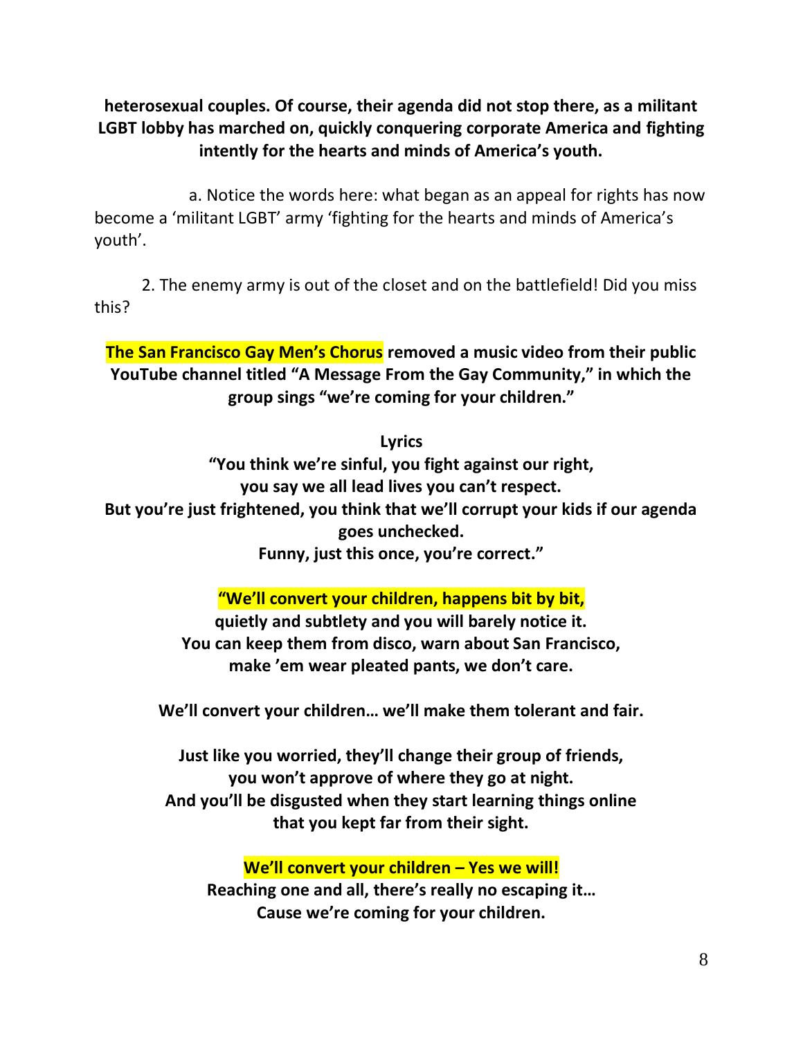**heterosexual couples. Of course, their agenda did not stop there, as a militant LGBT lobby has marched on, quickly conquering corporate America and fighting intently for the hearts and minds of America's youth.**

a. Notice the words here: what began as an appeal for rights has now become a 'militant LGBT' army 'fighting for the hearts and minds of America's youth'.

2. The enemy army is out of the closet and on the battlefield! Did you miss this?

**The San Francisco Gay Men's Chorus removed a music video from their public YouTube channel titled "A Message From the Gay Community," in which the group sings "we're coming for your children."**

**Lyrics**

**"You think we're sinful, you fight against our right,**
**you say we all lead lives you can't respect.**
**But you're just frightened, you think that we'll corrupt your kids if our agenda goes unchecked.**
**Funny, just this once, you're correct."**

**"We'll convert your children, happens bit by bit,**
**quietly and subtlety and you will barely notice it.**
**You can keep them from disco, warn about San Francisco,**
**make 'em wear pleated pants, we don't care.**

**We'll convert your children… we'll make them tolerant and fair.**

**Just like you worried, they'll change their group of friends,**
**you won't approve of where they go at night.**
**And you'll be disgusted when they start learning things online**
**that you kept far from their sight.**

**We'll convert your children – Yes we will!**
**Reaching one and all, there's really no escaping it…**
**Cause we're coming for your children.**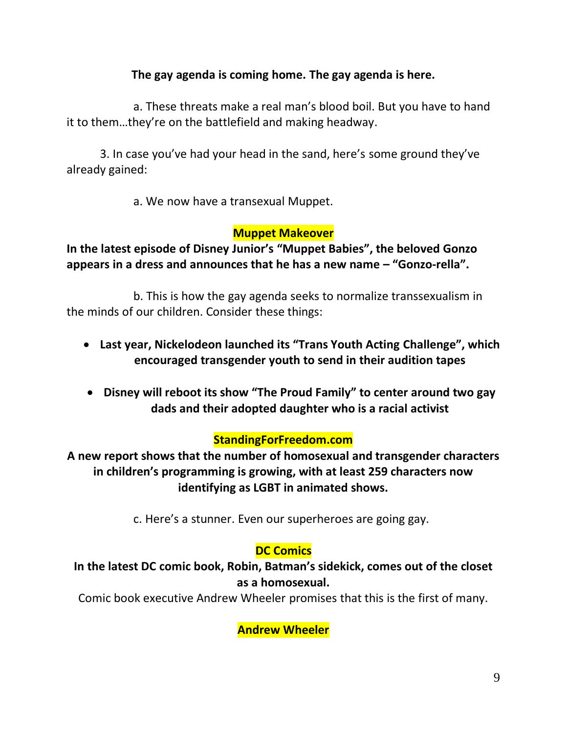**The gay agenda is coming home. The gay agenda is here.**

a. These threats make a real man's blood boil. But you have to hand it to them…they're on the battlefield and making headway.

3. In case you've had your head in the sand, here's some ground they've already gained:

a. We now have a transexual Muppet.

**Muppet Makeover**

**In the latest episode of Disney Junior's "Muppet Babies", the beloved Gonzo appears in a dress and announces that he has a new name – "Gonzo-rella".**

b. This is how the gay agenda seeks to normalize transsexualism in the minds of our children. Consider these things:

- **Last year, Nickelodeon launched its "Trans Youth Acting Challenge", which encouraged transgender youth to send in their audition tapes**
- **Disney will reboot its show "The Proud Family" to center around two gay dads and their adopted daughter who is a racial activist**

**StandingForFreedom.com**

**A new report shows that the number of homosexual and transgender characters in children's programming is growing, with at least 259 characters now identifying as LGBT in animated shows.**

c. Here's a stunner. Even our superheroes are going gay.

**DC Comics**

**In the latest DC comic book, Robin, Batman's sidekick, comes out of the closet as a homosexual.**

Comic book executive Andrew Wheeler promises that this is the first of many.

**Andrew Wheeler**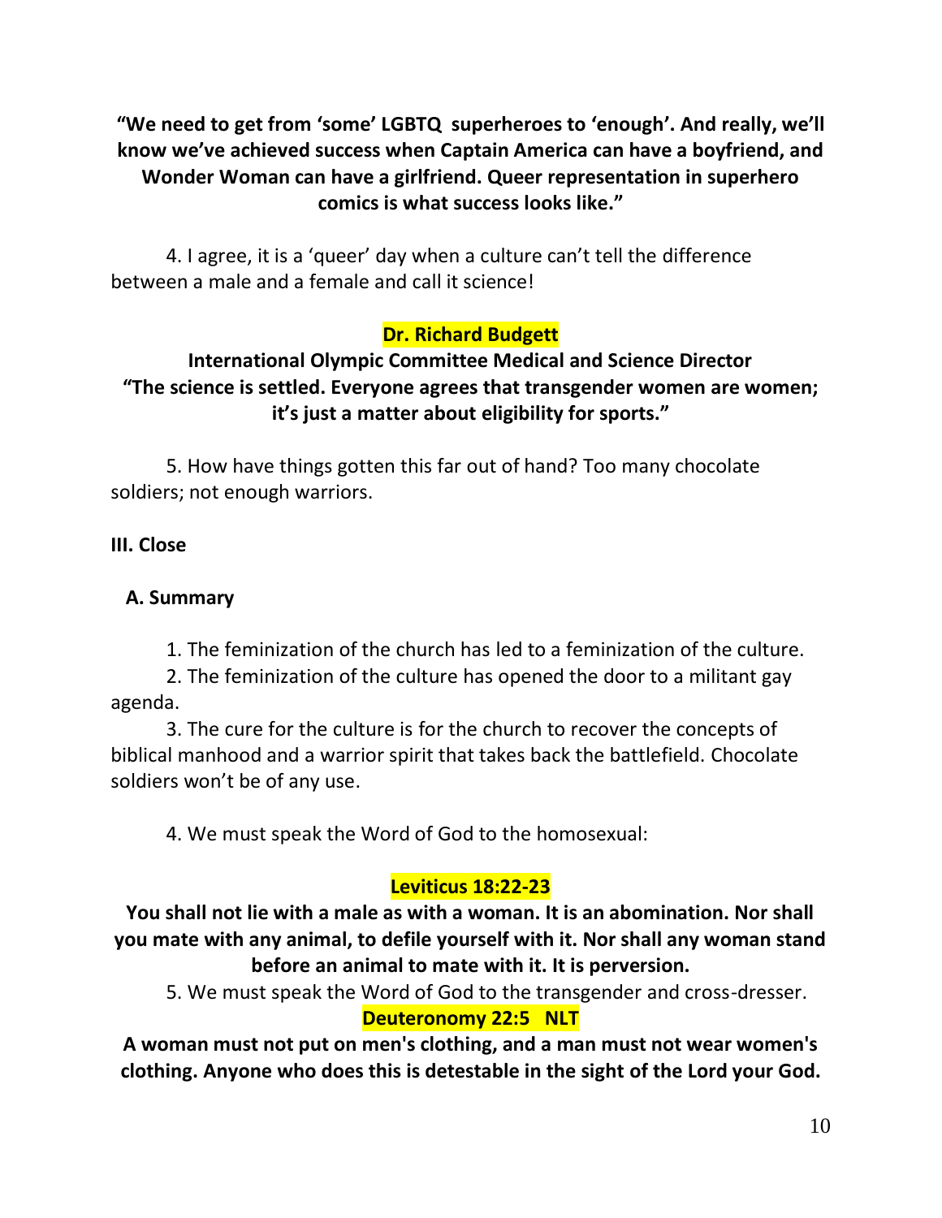**"We need to get from 'some' LGBTQ superheroes to 'enough'. And really, we'll know we've achieved success when Captain America can have a boyfriend, and Wonder Woman can have a girlfriend. Queer representation in superhero comics is what success looks like."**

4. I agree, it is a 'queer' day when a culture can't tell the difference between a male and a female and call it science!

**Dr. Richard Budgett**

**International Olympic Committee Medical and Science Director**
**"The science is settled. Everyone agrees that transgender women are women; it's just a matter about eligibility for sports."**

5. How have things gotten this far out of hand? Too many chocolate soldiers; not enough warriors.

## III. Close

### A. Summary

1. The feminization of the church has led to a feminization of the culture.
2. The feminization of the culture has opened the door to a militant gay agenda.
3. The cure for the culture is for the church to recover the concepts of biblical manhood and a warrior spirit that takes back the battlefield. Chocolate soldiers won't be of any use.

4. We must speak the Word of God to the homosexual:

**Leviticus 18:22-23**

**You shall not lie with a male as with a woman. It is an abomination. Nor shall you mate with any animal, to defile yourself with it. Nor shall any woman stand before an animal to mate with it. It is perversion.**

5. We must speak the Word of God to the transgender and cross-dresser.

**Deuteronomy 22:5 NLT**

**A woman must not put on men's clothing, and a man must not wear women's clothing. Anyone who does this is detestable in the sight of the Lord your God.**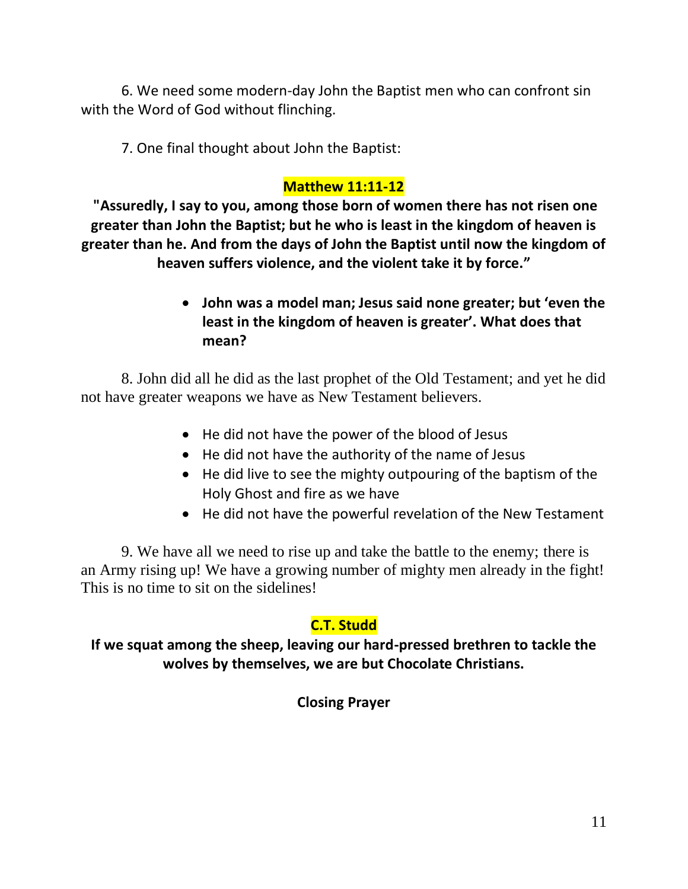6. We need some modern-day John the Baptist men who can confront sin with the Word of God without flinching.

7. One final thought about John the Baptist:

**Matthew 11:11-12**

**"Assuredly, I say to you, among those born of women there has not risen one greater than John the Baptist; but he who is least in the kingdom of heaven is greater than he. And from the days of John the Baptist until now the kingdom of heaven suffers violence, and the violent take it by force."**

- **John was a model man; Jesus said none greater; but 'even the least in the kingdom of heaven is greater'. What does that mean?**

8. John did all he did as the last prophet of the Old Testament; and yet he did not have greater weapons we have as New Testament believers.

- He did not have the power of the blood of Jesus
- He did not have the authority of the name of Jesus
- He did live to see the mighty outpouring of the baptism of the Holy Ghost and fire as we have
- He did not have the powerful revelation of the New Testament

9. We have all we need to rise up and take the battle to the enemy; there is an Army rising up! We have a growing number of mighty men already in the fight! This is no time to sit on the sidelines!

**C.T. Studd**

**If we squat among the sheep, leaving our hard-pressed brethren to tackle the wolves by themselves, we are but Chocolate Christians.**

**Closing Prayer**